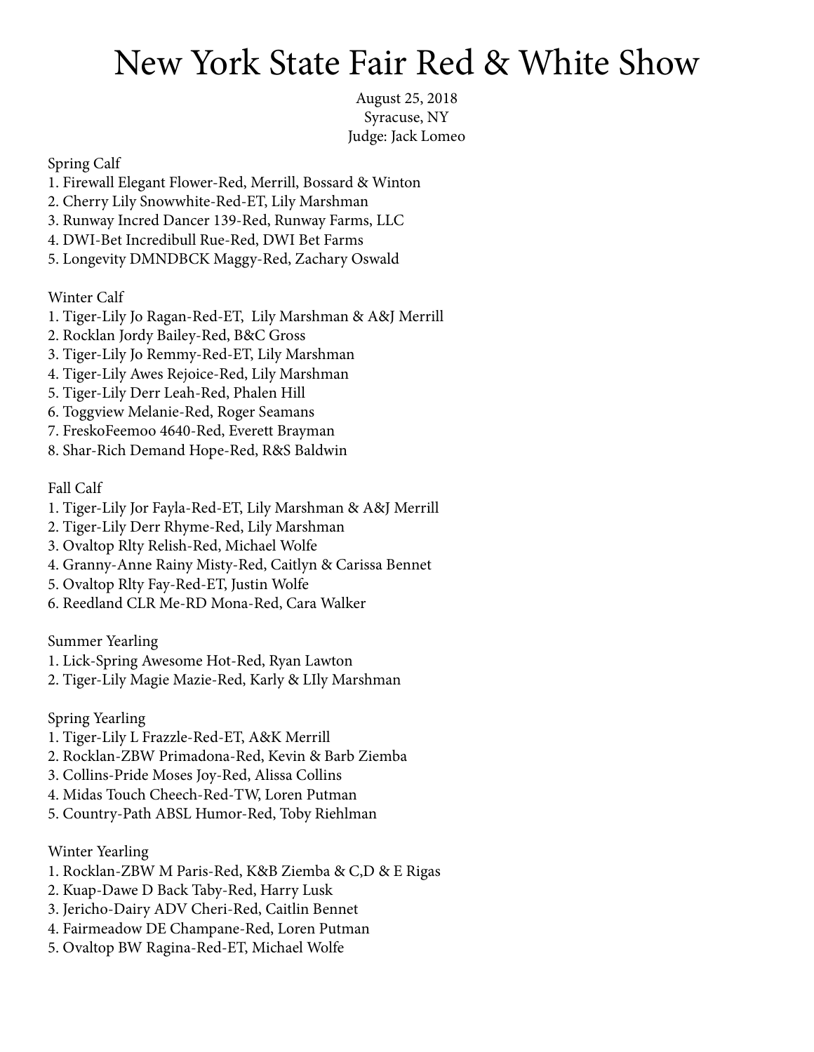# New York State Fair Red & White Show

August 25, 2018
Syracuse, NY
Judge: Jack Lomeo

Spring Calf
1. Firewall Elegant Flower-Red, Merrill, Bossard & Winton
2. Cherry Lily Snowwhite-Red-ET, Lily Marshman
3. Runway Incred Dancer 139-Red, Runway Farms, LLC
4. DWI-Bet Incredibull Rue-Red, DWI Bet Farms
5. Longevity DMNDBCK Maggy-Red, Zachary Oswald

Winter Calf
1. Tiger-Lily Jo Ragan-Red-ET, Lily Marshman & A&J Merrill
2. Rocklan Jordy Bailey-Red, B&C Gross
3. Tiger-Lily Jo Remmy-Red-ET, Lily Marshman
4. Tiger-Lily Awes Rejoice-Red, Lily Marshman
5. Tiger-Lily Derr Leah-Red, Phalen Hill
6. Toggview Melanie-Red, Roger Seamans
7. FreskoFeemoo 4640-Red, Everett Brayman
8. Shar-Rich Demand Hope-Red, R&S Baldwin

Fall Calf
1. Tiger-Lily Jor Fayla-Red-ET, Lily Marshman & A&J Merrill
2. Tiger-Lily Derr Rhyme-Red, Lily Marshman
3. Ovaltop Rlty Relish-Red, Michael Wolfe
4. Granny-Anne Rainy Misty-Red, Caitlyn & Carissa Bennet
5. Ovaltop Rlty Fay-Red-ET, Justin Wolfe
6. Reedland CLR Me-RD Mona-Red, Cara Walker

Summer Yearling
1. Lick-Spring Awesome Hot-Red, Ryan Lawton
2. Tiger-Lily Magie Mazie-Red, Karly & LIly Marshman

Spring Yearling
1. Tiger-Lily L Frazzle-Red-ET, A&K Merrill
2. Rocklan-ZBW Primadona-Red, Kevin & Barb Ziemba
3. Collins-Pride Moses Joy-Red, Alissa Collins
4. Midas Touch Cheech-Red-TW, Loren Putman
5. Country-Path ABSL Humor-Red, Toby Riehlman

Winter Yearling
1. Rocklan-ZBW M Paris-Red, K&B Ziemba & C,D & E Rigas
2. Kuap-Dawe D Back Taby-Red, Harry Lusk
3. Jericho-Dairy ADV Cheri-Red, Caitlin Bennet
4. Fairmeadow DE Champane-Red, Loren Putman
5. Ovaltop BW Ragina-Red-ET, Michael Wolfe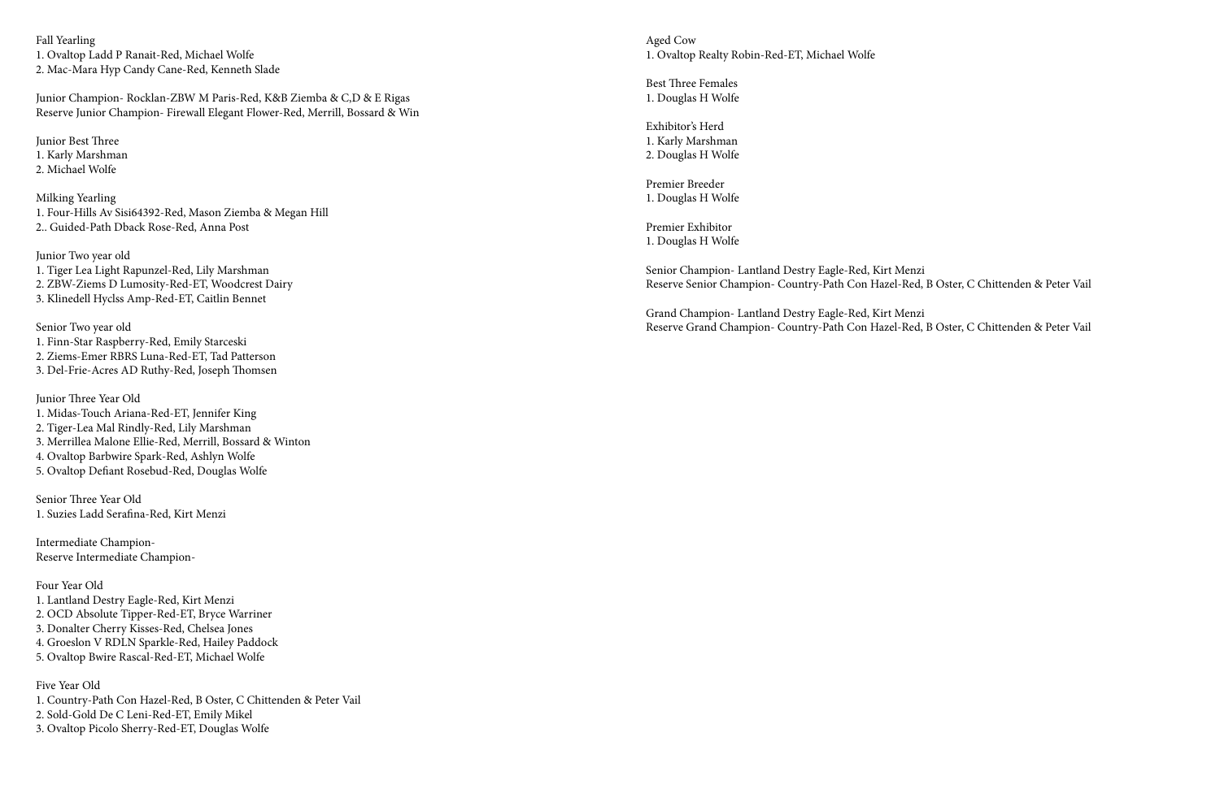Fall Yearling
1. Ovaltop Ladd P Ranait-Red, Michael Wolfe
2. Mac-Mara Hyp Candy Cane-Red, Kenneth Slade

Junior Champion- Rocklan-ZBW M Paris-Red, K&B Ziemba & C,D & E Rigas
Reserve Junior Champion- Firewall Elegant Flower-Red, Merrill, Bossard & Win

Junior Best Three
1. Karly Marshman
2. Michael Wolfe

Milking Yearling
1. Four-Hills Av Sisi64392-Red, Mason Ziemba & Megan Hill
2.. Guided-Path Dback Rose-Red, Anna Post

Junior Two year old
1. Tiger Lea Light Rapunzel-Red, Lily Marshman
2. ZBW-Ziems D Lumosity-Red-ET, Woodcrest Dairy
3. Klinedell Hyclss Amp-Red-ET, Caitlin Bennet

Senior Two year old
1. Finn-Star Raspberry-Red, Emily Starceski
2. Ziems-Emer RBRS Luna-Red-ET, Tad Patterson
3. Del-Frie-Acres AD Ruthy-Red, Joseph Thomsen

Junior Three Year Old
1. Midas-Touch Ariana-Red-ET, Jennifer King
2. Tiger-Lea Mal Rindly-Red, Lily Marshman
3. Merrillea Malone Ellie-Red, Merrill, Bossard & Winton
4. Ovaltop Barbwire Spark-Red, Ashlyn Wolfe
5. Ovaltop Defiant Rosebud-Red, Douglas Wolfe

Senior Three Year Old
1. Suzies Ladd Serafina-Red, Kirt Menzi

Intermediate Champion-
Reserve Intermediate Champion-

Four Year Old
1. Lantland Destry Eagle-Red, Kirt Menzi
2. OCD Absolute Tipper-Red-ET, Bryce Warriner
3. Donalter Cherry Kisses-Red, Chelsea Jones
4. Groeslon V RDLN Sparkle-Red, Hailey Paddock
5. Ovaltop Bwire Rascal-Red-ET, Michael Wolfe

Five Year Old
1. Country-Path Con Hazel-Red, B Oster, C Chittenden & Peter Vail
2. Sold-Gold De C Leni-Red-ET, Emily Mikel
3. Ovaltop Picolo Sherry-Red-ET, Douglas Wolfe

Aged Cow
1. Ovaltop Realty Robin-Red-ET, Michael Wolfe

Best Three Females
1. Douglas H Wolfe

Exhibitor's Herd
1. Karly Marshman
2. Douglas H Wolfe

Premier Breeder
1. Douglas H Wolfe

Premier Exhibitor
1. Douglas H Wolfe

Senior Champion- Lantland Destry Eagle-Red, Kirt Menzi
Reserve Senior Champion- Country-Path Con Hazel-Red, B Oster, C Chittenden & Peter Vail

Grand Champion- Lantland Destry Eagle-Red, Kirt Menzi
Reserve Grand Champion- Country-Path Con Hazel-Red, B Oster, C Chittenden & Peter Vail